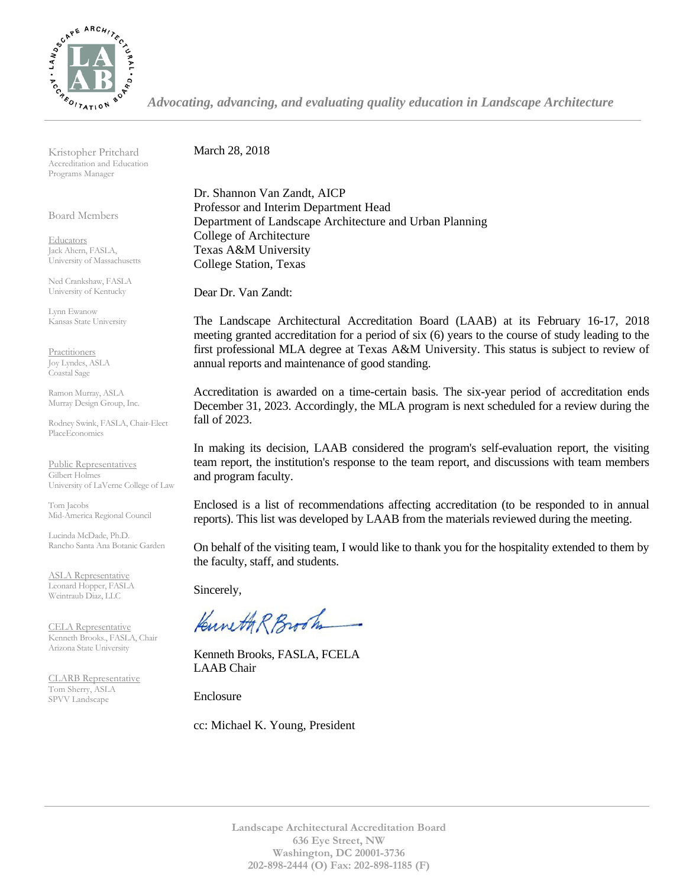*Advocating, advancing, and evaluating quality education in Landscape Architecture*

Kristopher Pritchard
Accreditation and Education Programs Manager

Board Members

Educators
Jack Ahern, FASLA,
University of Massachusetts

Ned Crankshaw, FASLA
University of Kentucky

Lynn Ewanow
Kansas State University

Practitioners
Joy Lyndes, ASLA
Coastal Sage

Ramon Murray, ASLA
Murray Design Group, Inc.

Rodney Swink, FASLA, Chair-Elect
PlaceEconomics

Public Representatives
Gilbert Holmes
University of LaVerne College of Law

Tom Jacobs
Mid-America Regional Council

Lucinda McDade, Ph.D.
Rancho Santa Ana Botanic Garden

ASLA Representative
Leonard Hopper, FASLA
Weintraub Diaz, LLC

CELA Representative
Kenneth Brooks., FASLA, Chair
Arizona State University

CLARB Representative
Tom Sherry, ASLA
SPVV Landscape

March 28, 2018

Dr. Shannon Van Zandt, AICP
Professor and Interim Department Head
Department of Landscape Architecture and Urban Planning
College of Architecture
Texas A&M University
College Station, Texas

Dear Dr. Van Zandt:

The Landscape Architectural Accreditation Board (LAAB) at its February 16-17, 2018 meeting granted accreditation for a period of six (6) years to the course of study leading to the first professional MLA degree at Texas A&M University. This status is subject to review of annual reports and maintenance of good standing.

Accreditation is awarded on a time-certain basis. The six-year period of accreditation ends December 31, 2023. Accordingly, the MLA program is next scheduled for a review during the fall of 2023.

In making its decision, LAAB considered the program's self-evaluation report, the visiting team report, the institution's response to the team report, and discussions with team members and program faculty.

Enclosed is a list of recommendations affecting accreditation (to be responded to in annual reports). This list was developed by LAAB from the materials reviewed during the meeting.

On behalf of the visiting team, I would like to thank you for the hospitality extended to them by the faculty, staff, and students.

Sincerely,

Kenneth R Brooks

Kenneth Brooks, FASLA, FCELA
LAAB Chair

Enclosure

cc: Michael K. Young, President

**Landscape Architectural Accreditation Board**
**636 Eye Street, NW**
**Washington, DC 20001-3736**
**202-898-2444 (O) Fax: 202-898-1185 (F)**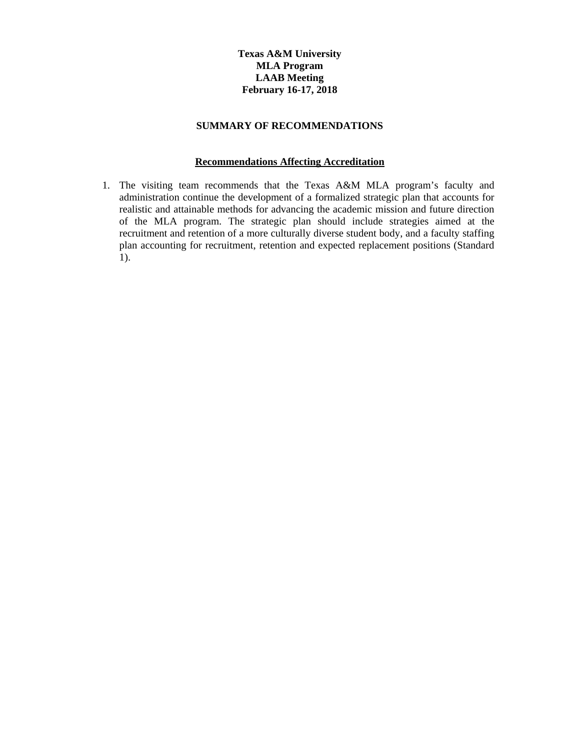**Texas A&M University**
**MLA Program**
**LAAB Meeting**
**February 16-17, 2018**

**SUMMARY OF RECOMMENDATIONS**

**Recommendations Affecting Accreditation**

1. The visiting team recommends that the Texas A&M MLA program's faculty and administration continue the development of a formalized strategic plan that accounts for realistic and attainable methods for advancing the academic mission and future direction of the MLA program. The strategic plan should include strategies aimed at the recruitment and retention of a more culturally diverse student body, and a faculty staffing plan accounting for recruitment, retention and expected replacement positions (Standard 1).